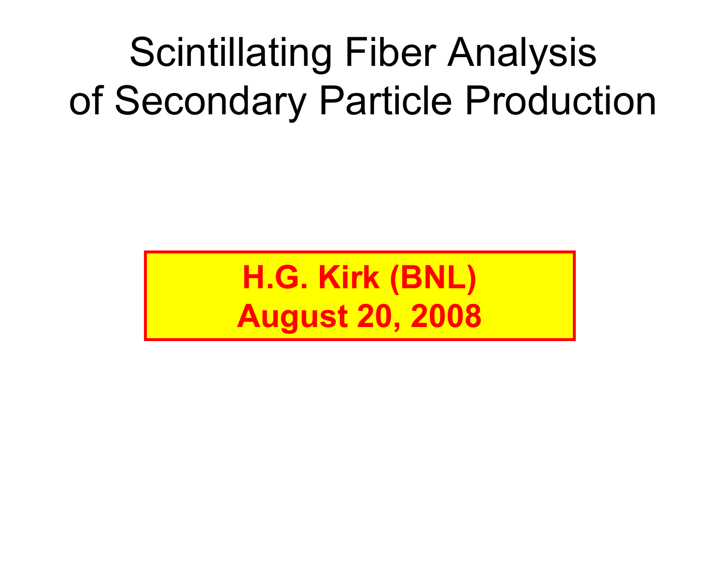# Scintillating Fiber Analysis of Secondary Particle Production

**H.G. Kirk (BNL)**
**August 20, 2008**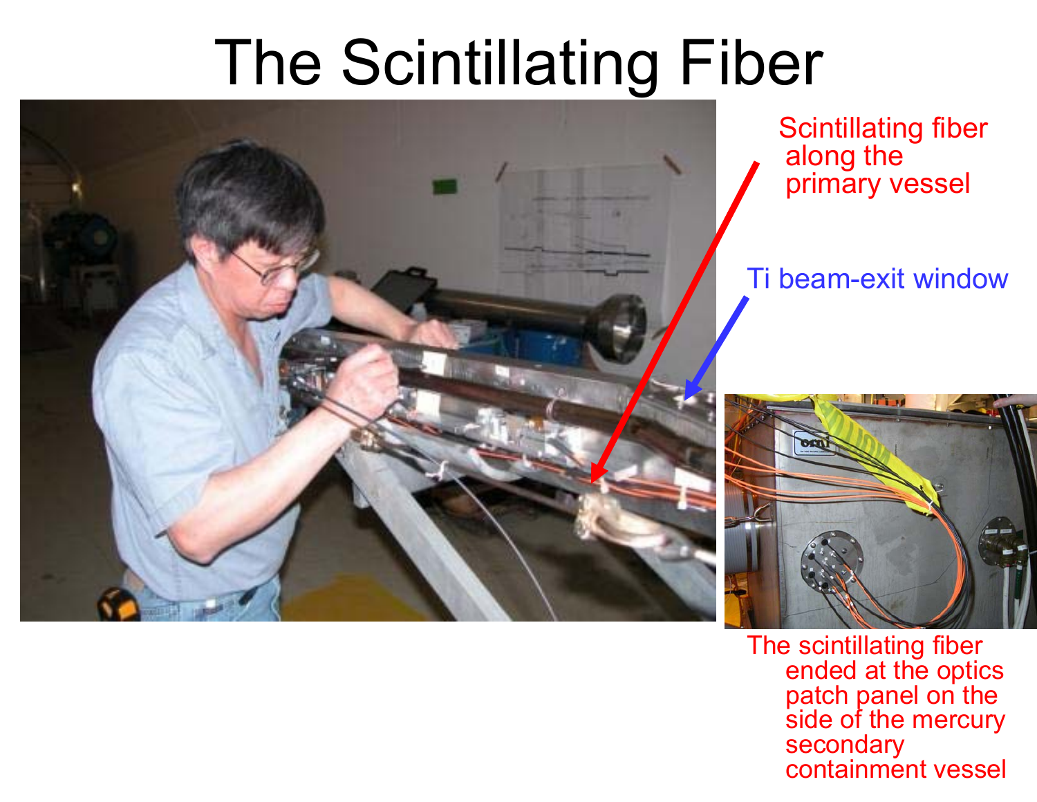# The Scintillating Fiber

Scintillating fiber along the primary vessel

Ti beam-exit window

The scintillating fiber ended at the optics patch panel on the side of the mercury secondary containment vessel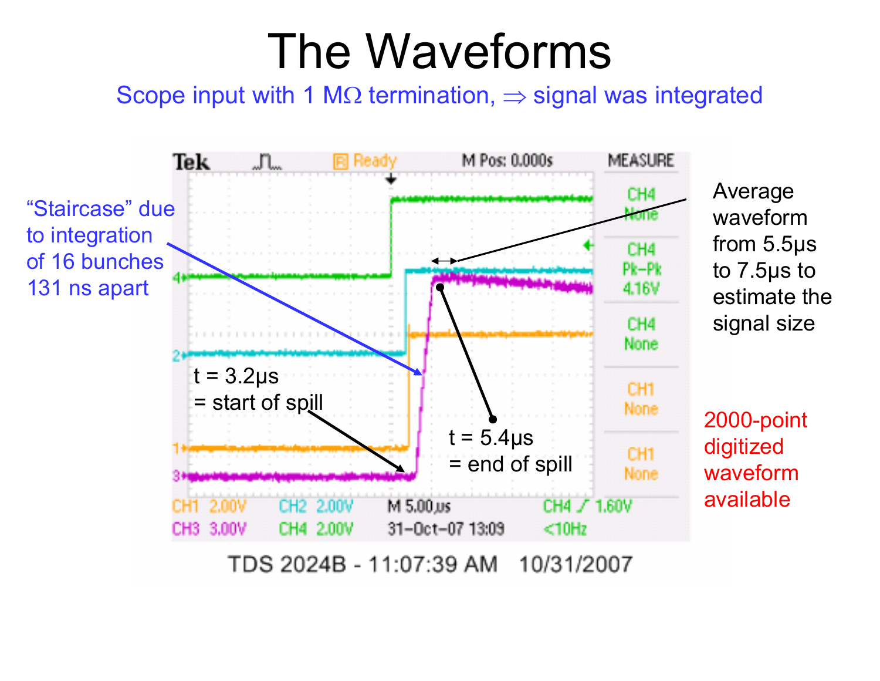# The Waveforms

Scope input with 1 MΩ termination, ⇒ signal was integrated

"Staircase" due to integration of 16 bunches 131 ns apart

t = 3.2μs = start of spill

t = 5.4μs = end of spill

Average waveform from 5.5μs to 7.5μs to estimate the signal size

2000-point digitized waveform available

Tek | Ready | M Pos: 0.000s | MEASURE

CH4 None | CH4 Pk-Pk 4.16V | CH4 None | CH1 None | CH1 None

CH1 2.00V | CH2 2.00V | M 5.00μs | CH4 ╱ 1.60V

CH3 3.00V | CH4 2.00V | 31-Oct-07 13:09 | <10Hz

TDS 2024B - 11:07:39 AM 10/31/2007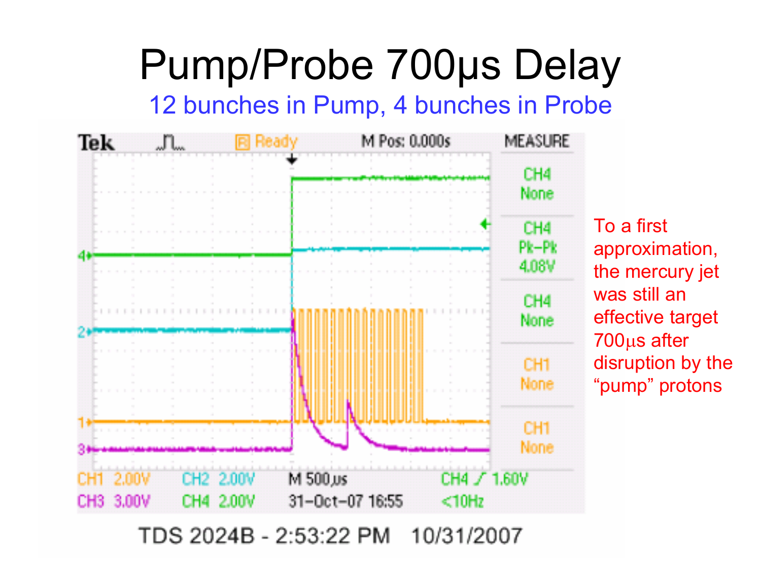# Pump/Probe 700μs Delay

12 bunches in Pump, 4 bunches in Probe

To a first approximation, the mercury jet was still an effective target 700μs after disruption by the "pump" protons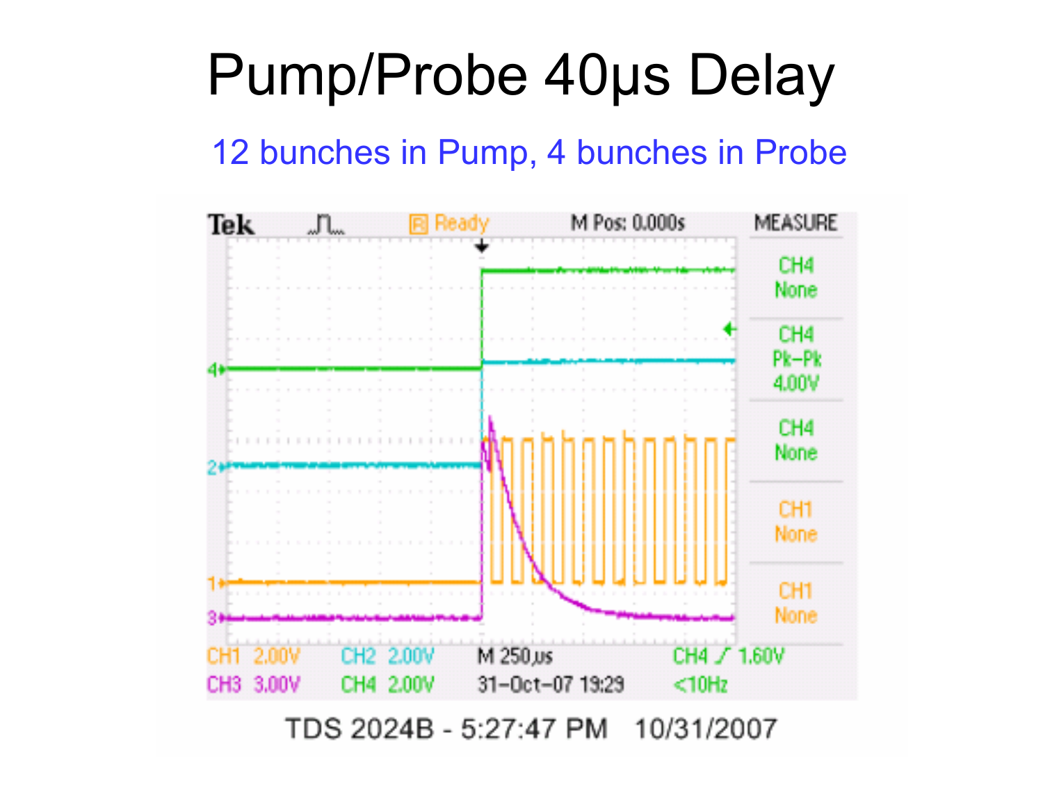# Pump/Probe 40μs Delay

12 bunches in Pump, 4 bunches in Probe

TDS 2024B - 5:27:47 PM    10/31/2007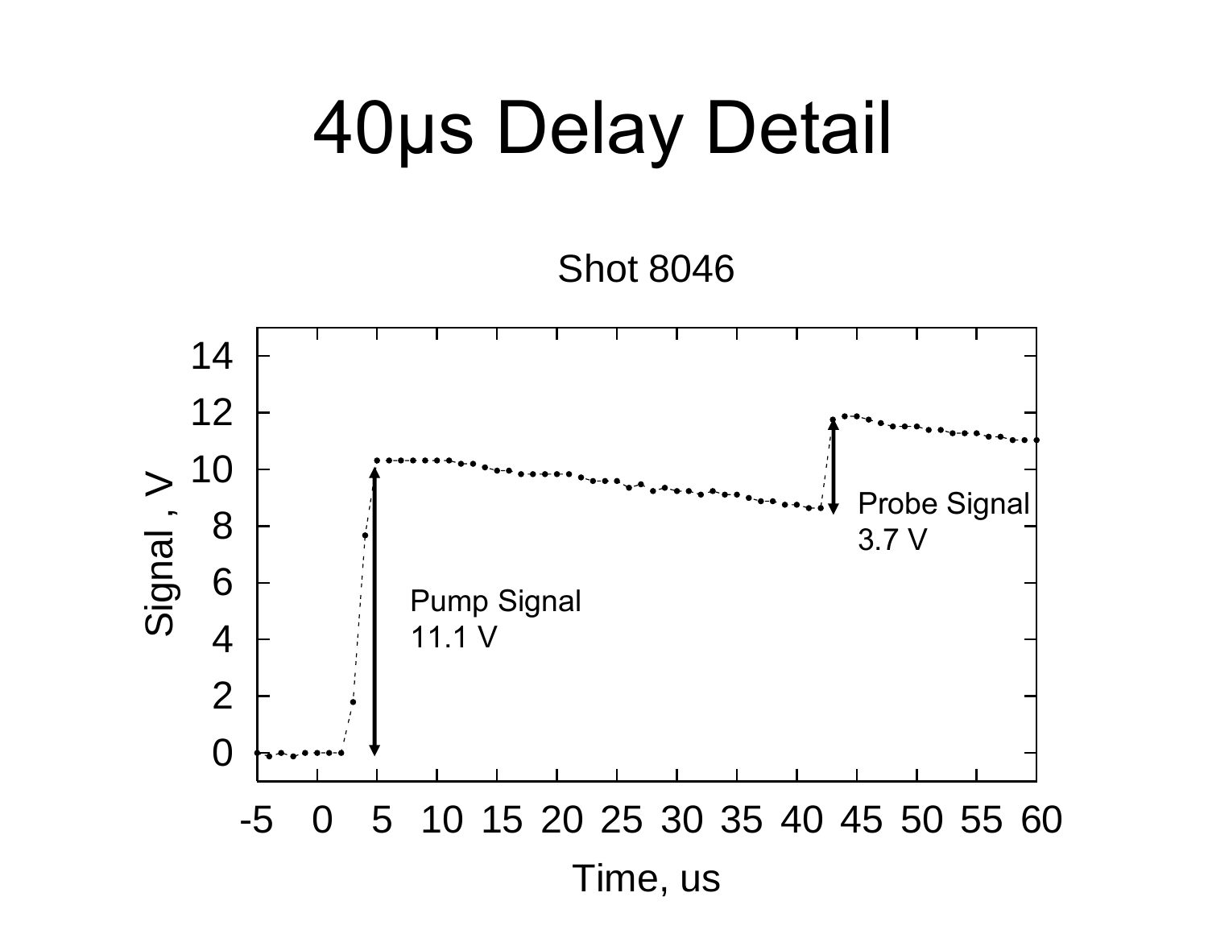# 40μs Delay Detail

Shot 8046

Pump Signal 11.1 V

Probe Signal 3.7 V

Signal , V

Time, us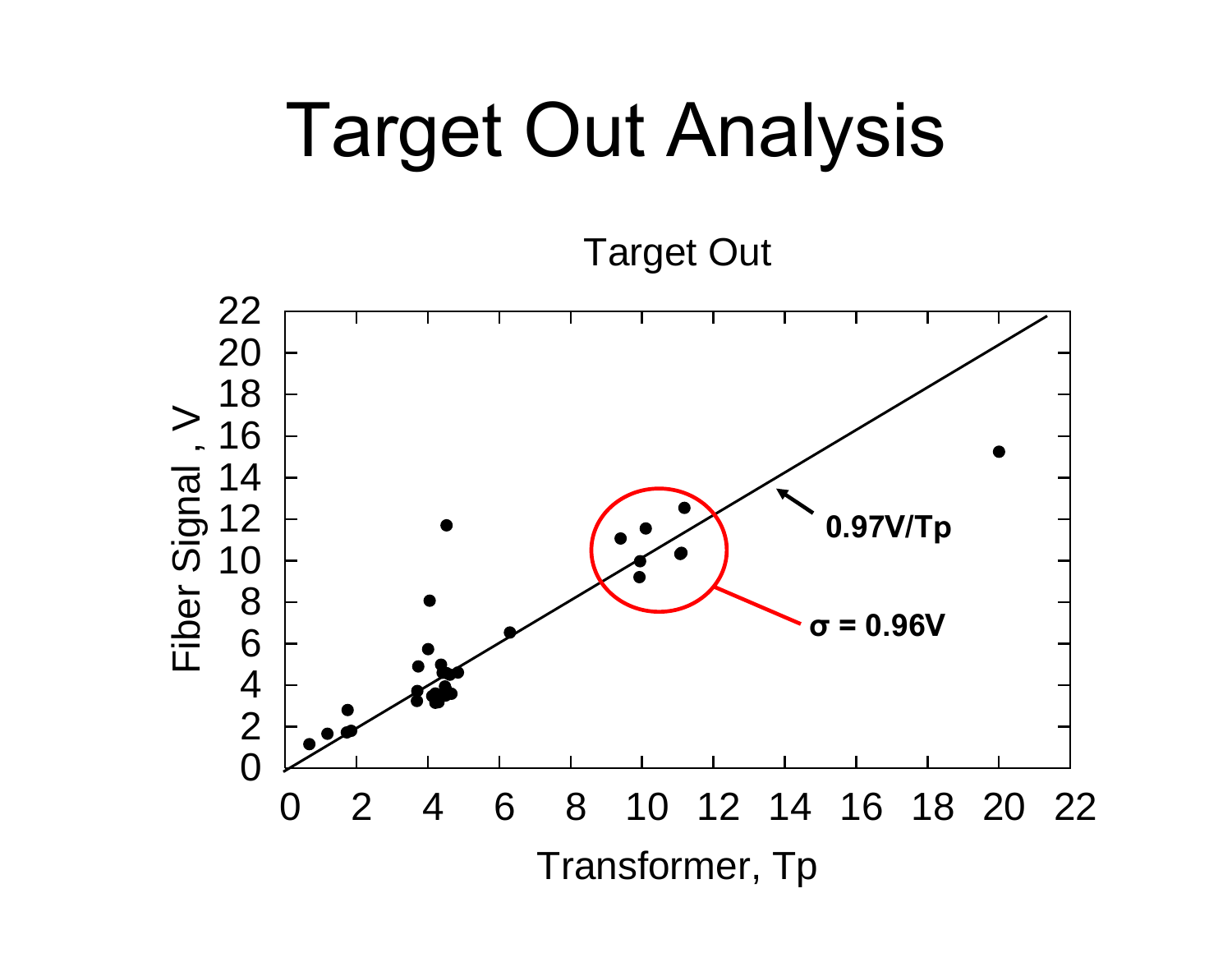# Target Out Analysis

Target Out

Fiber Signal , V

Transformer, Tp

0.97V/Tp

σ = 0.96V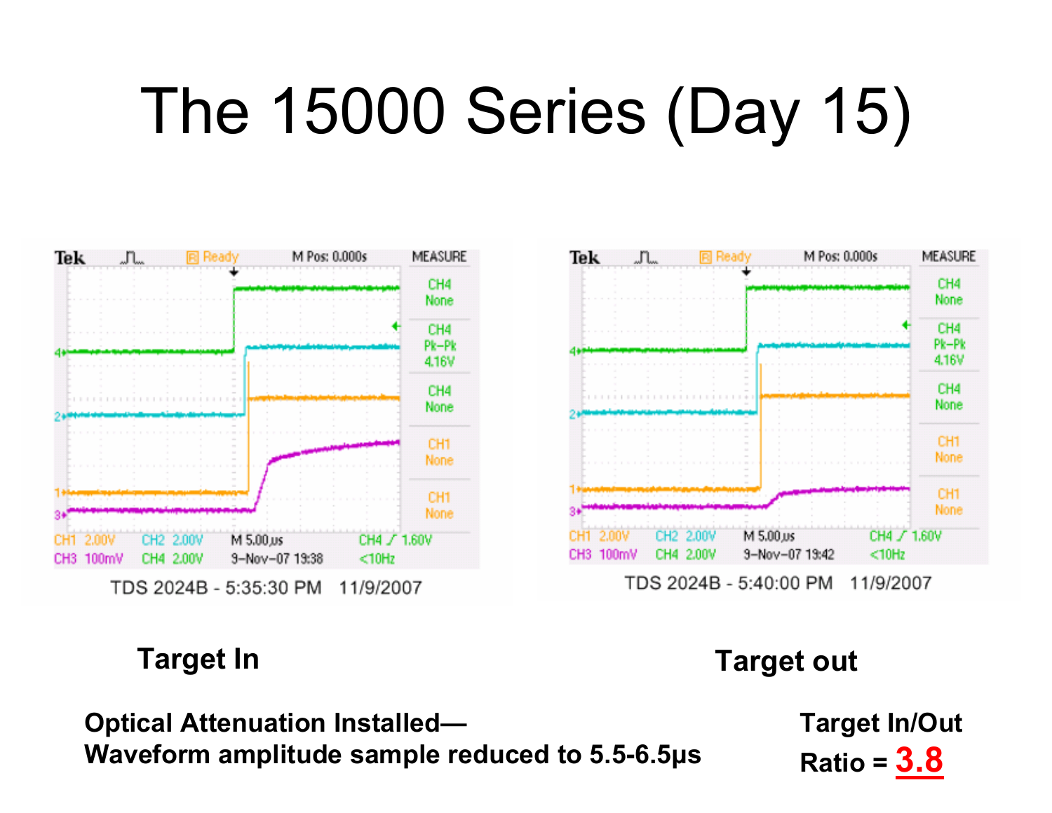# The 15000 Series (Day 15)

TDS 2024B - 5:35:30 PM 11/9/2007

TDS 2024B - 5:40:00 PM 11/9/2007

**Target In**

**Target out**

**Optical Attenuation Installed—**
**Waveform amplitude sample reduced to 5.5-6.5μs**

**Target In/Out Ratio = 3.8**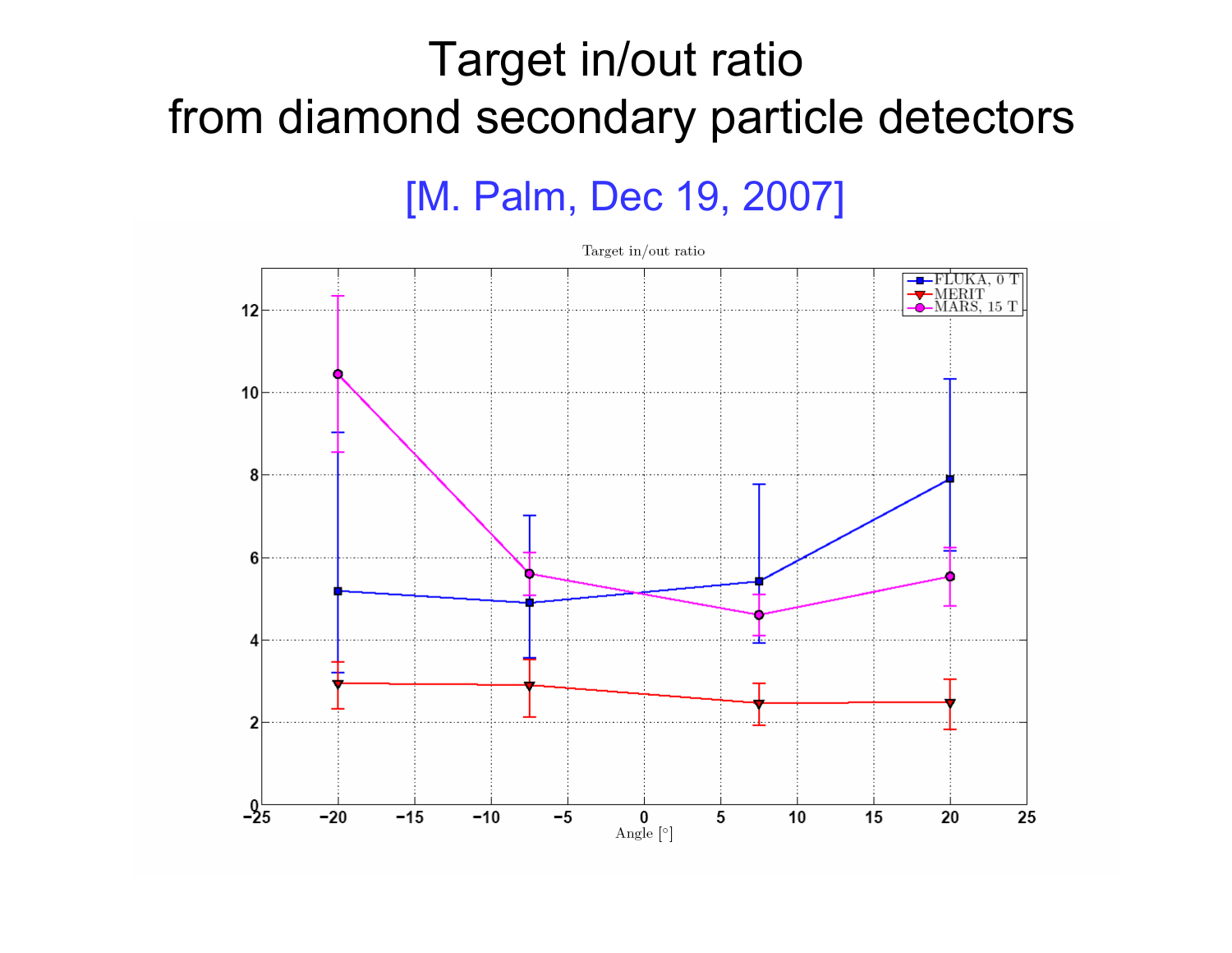# Target in/out ratio from diamond secondary particle detectors

[M. Palm, Dec 19, 2007]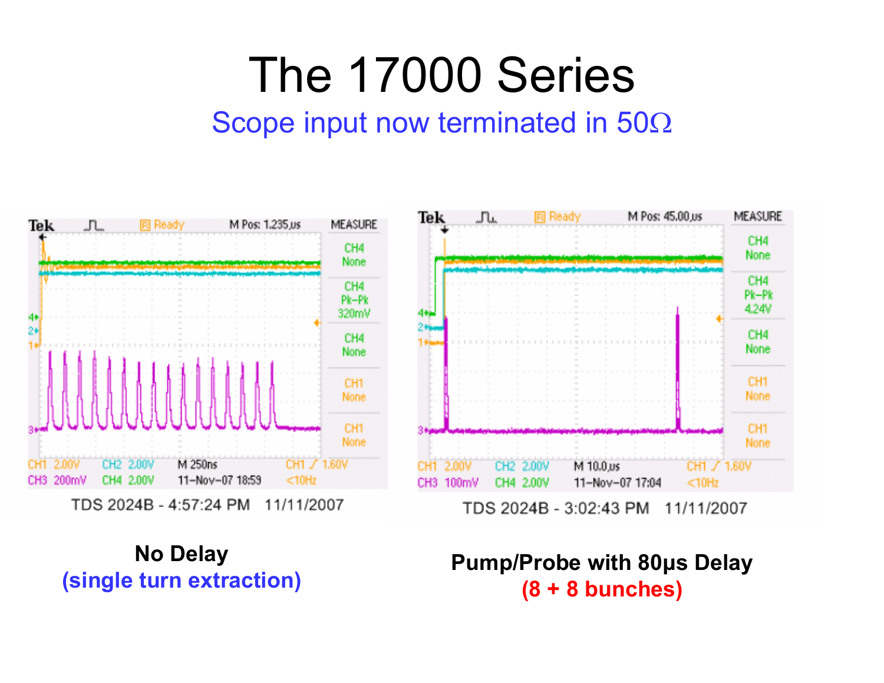# The 17000 Series

Scope input now terminated in 50Ω

Tek
Ready
M Pos: 1.235µs
MEASURE
CH4 None
CH4 Pk-Pk 320mV
CH4 None
CH1 None
CH1 None
CH1 2.00V
CH2 2.00V
M 250ns
CH1 ∕ 1.60V
CH3 200mV
CH4 2.00V
11-Nov-07 18:59
<10Hz

TDS 2024B - 4:57:24 PM 11/11/2007

Tek
Ready
M Pos: 45.00µs
MEASURE
CH4 None
CH4 Pk-Pk 4.24V
CH4 None
CH1 None
CH1 None
CH1 2.00V
CH2 2.00V
M 10.0µs
CH1 ∕ 1.60V
CH3 100mV
CH4 2.00V
11-Nov-07 17:04
<10Hz

TDS 2024B - 3:02:43 PM 11/11/2007

**No Delay**
**(single turn extraction)**

**Pump/Probe with 80µs Delay**
**(8 + 8 bunches)**